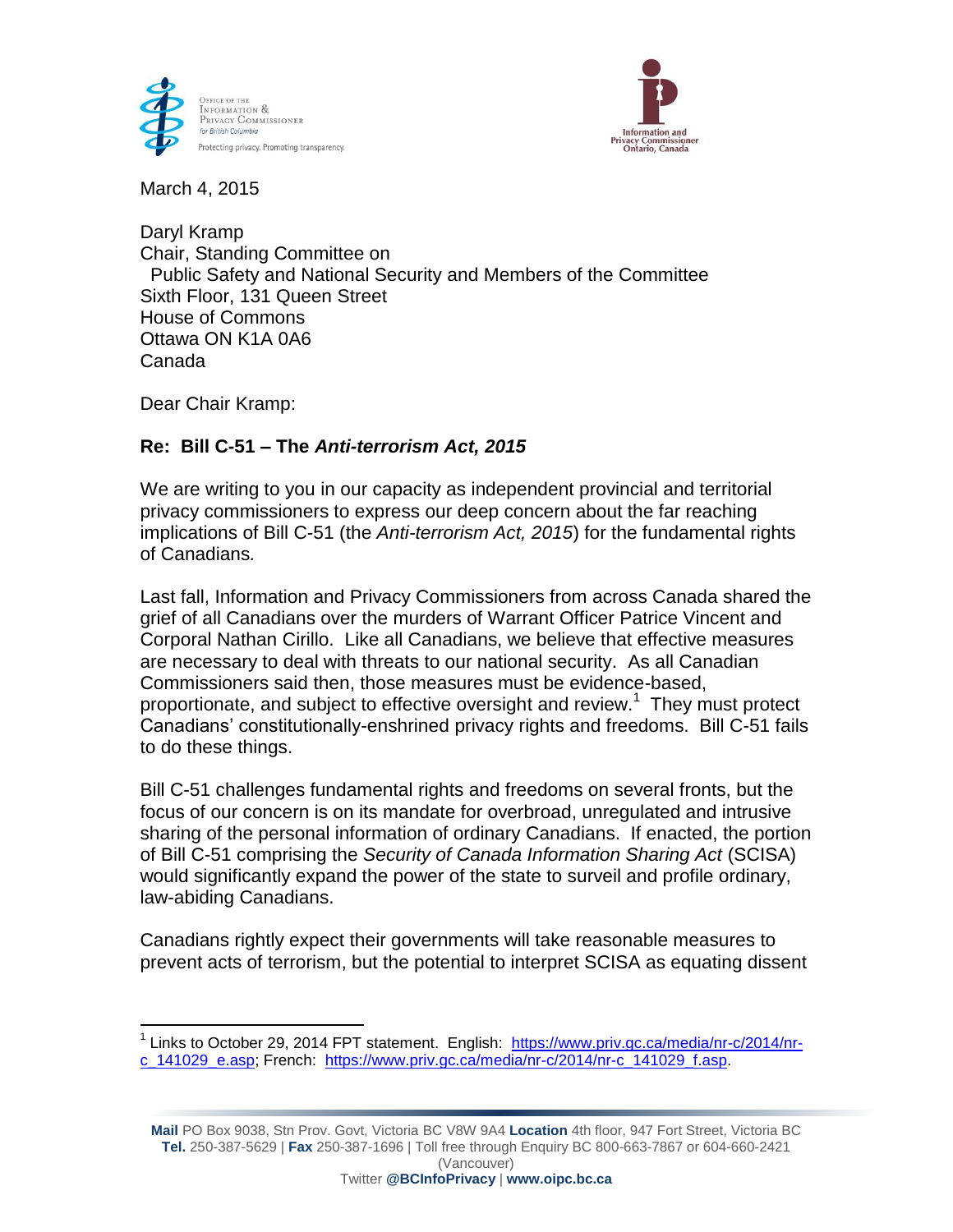Office of the Information & Privacy Commissioner for British Columbia
Protecting privacy. Promoting transparency.

Information and Privacy Commissioner Ontario, Canada

March 4, 2015

Daryl Kramp
Chair, Standing Committee on
Public Safety and National Security and Members of the Committee
Sixth Floor, 131 Queen Street
House of Commons
Ottawa ON K1A 0A6
Canada

Dear Chair Kramp:

**Re: Bill C-51 – The *Anti-terrorism Act, 2015***

We are writing to you in our capacity as independent provincial and territorial privacy commissioners to express our deep concern about the far reaching implications of Bill C-51 (the *Anti-terrorism Act, 2015*) for the fundamental rights of Canadians.

Last fall, Information and Privacy Commissioners from across Canada shared the grief of all Canadians over the murders of Warrant Officer Patrice Vincent and Corporal Nathan Cirillo. Like all Canadians, we believe that effective measures are necessary to deal with threats to our national security. As all Canadian Commissioners said then, those measures must be evidence-based, proportionate, and subject to effective oversight and review.[1] They must protect Canadians' constitutionally-enshrined privacy rights and freedoms. Bill C-51 fails to do these things.

Bill C-51 challenges fundamental rights and freedoms on several fronts, but the focus of our concern is on its mandate for overbroad, unregulated and intrusive sharing of the personal information of ordinary Canadians. If enacted, the portion of Bill C-51 comprising the *Security of Canada Information Sharing Act* (SCISA) would significantly expand the power of the state to surveil and profile ordinary, law-abiding Canadians.

Canadians rightly expect their governments will take reasonable measures to prevent acts of terrorism, but the potential to interpret SCISA as equating dissent

[1] Links to October 29, 2014 FPT statement. English: https://www.priv.gc.ca/media/nr-c/2014/nr-c_141029_e.asp; French: https://www.priv.gc.ca/media/nr-c/2014/nr-c_141029_f.asp.

**Mail** PO Box 9038, Stn Prov. Govt, Victoria BC V8W 9A4 **Location** 4th floor, 947 Fort Street, Victoria BC
**Tel.** 250-387-5629 | **Fax** 250-387-1696 | Toll free through Enquiry BC 800-663-7867 or 604-660-2421 (Vancouver)
Twitter **@BCInfoPrivacy** | **www.oipc.bc.ca**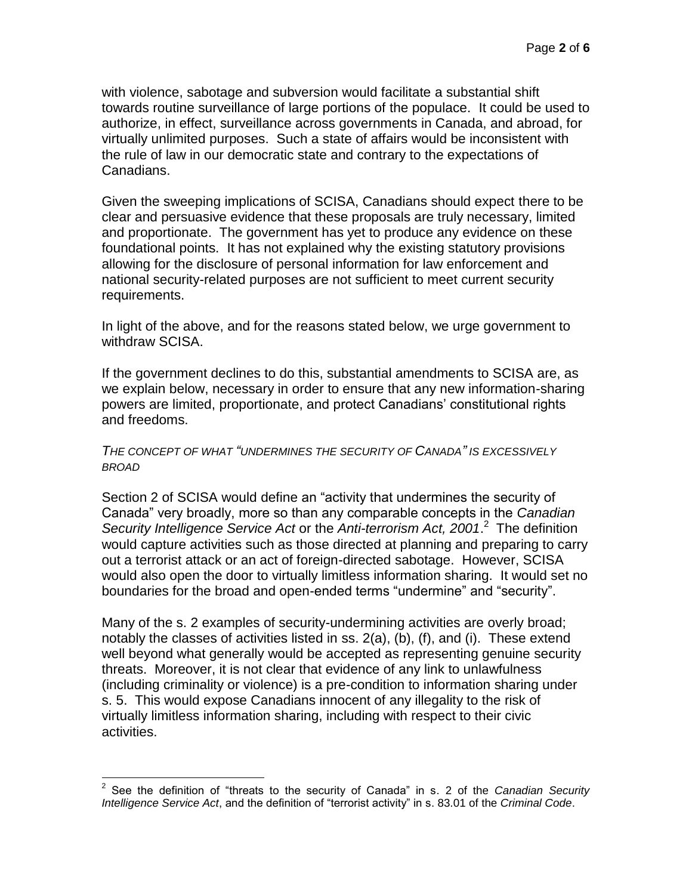with violence, sabotage and subversion would facilitate a substantial shift towards routine surveillance of large portions of the populace. It could be used to authorize, in effect, surveillance across governments in Canada, and abroad, for virtually unlimited purposes. Such a state of affairs would be inconsistent with the rule of law in our democratic state and contrary to the expectations of Canadians.

Given the sweeping implications of SCISA, Canadians should expect there to be clear and persuasive evidence that these proposals are truly necessary, limited and proportionate. The government has yet to produce any evidence on these foundational points. It has not explained why the existing statutory provisions allowing for the disclosure of personal information for law enforcement and national security-related purposes are not sufficient to meet current security requirements.

In light of the above, and for the reasons stated below, we urge government to withdraw SCISA.

If the government declines to do this, substantial amendments to SCISA are, as we explain below, necessary in order to ensure that any new information-sharing powers are limited, proportionate, and protect Canadians' constitutional rights and freedoms.

### *THE CONCEPT OF WHAT "UNDERMINES THE SECURITY OF CANADA" IS EXCESSIVELY BROAD*

Section 2 of SCISA would define an "activity that undermines the security of Canada" very broadly, more so than any comparable concepts in the *Canadian Security Intelligence Service Act* or the *Anti-terrorism Act, 2001*.[2] The definition would capture activities such as those directed at planning and preparing to carry out a terrorist attack or an act of foreign-directed sabotage. However, SCISA would also open the door to virtually limitless information sharing. It would set no boundaries for the broad and open-ended terms "undermine" and "security".

Many of the s. 2 examples of security-undermining activities are overly broad; notably the classes of activities listed in ss. 2(a), (b), (f), and (i). These extend well beyond what generally would be accepted as representing genuine security threats. Moreover, it is not clear that evidence of any link to unlawfulness (including criminality or violence) is a pre-condition to information sharing under s. 5. This would expose Canadians innocent of any illegality to the risk of virtually limitless information sharing, including with respect to their civic activities.

---

[2] See the definition of "threats to the security of Canada" in s. 2 of the *Canadian Security Intelligence Service Act*, and the definition of "terrorist activity" in s. 83.01 of the *Criminal Code*.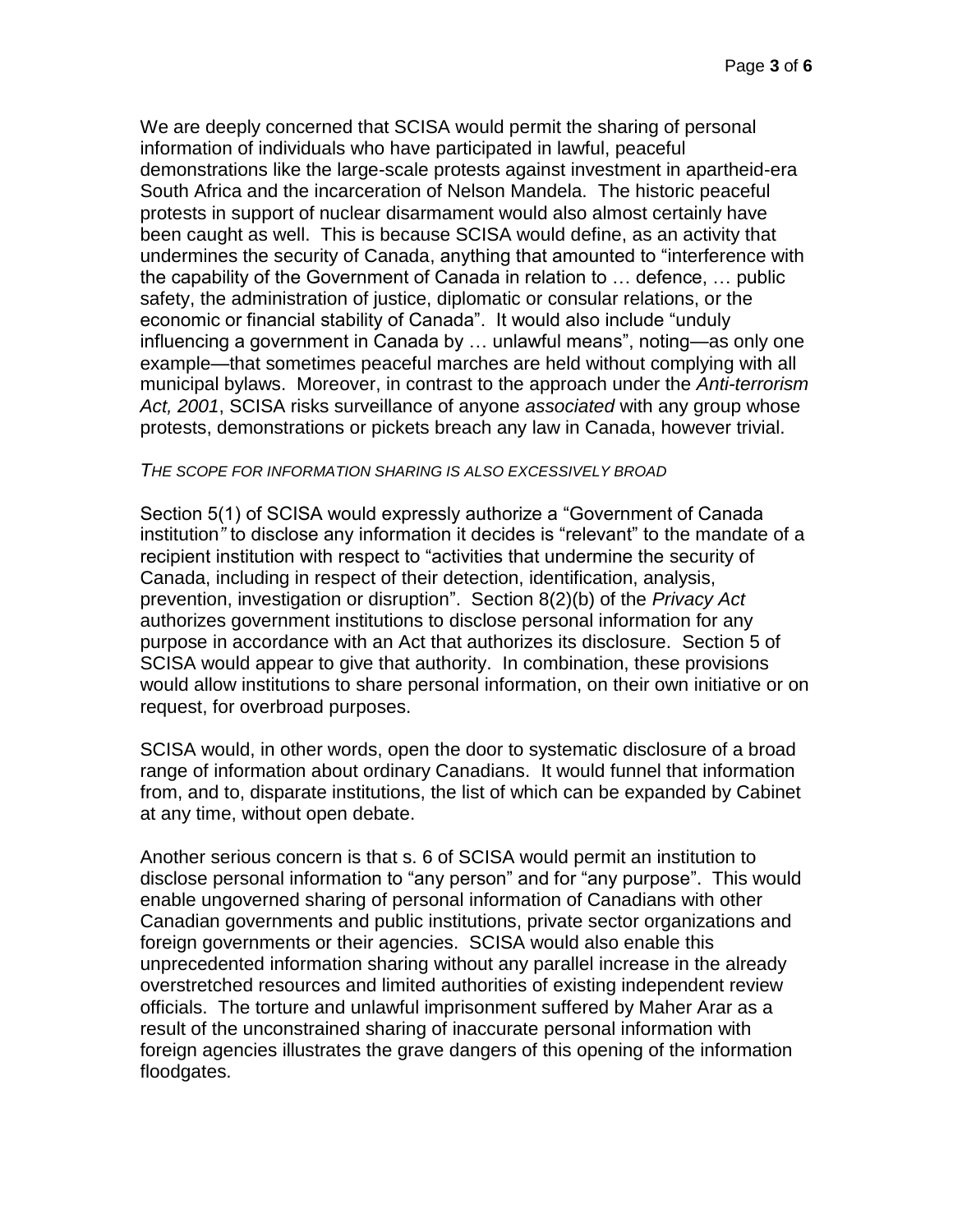We are deeply concerned that SCISA would permit the sharing of personal information of individuals who have participated in lawful, peaceful demonstrations like the large-scale protests against investment in apartheid-era South Africa and the incarceration of Nelson Mandela. The historic peaceful protests in support of nuclear disarmament would also almost certainly have been caught as well. This is because SCISA would define, as an activity that undermines the security of Canada, anything that amounted to "interference with the capability of the Government of Canada in relation to … defence, … public safety, the administration of justice, diplomatic or consular relations, or the economic or financial stability of Canada". It would also include "unduly influencing a government in Canada by … unlawful means", noting—as only one example—that sometimes peaceful marches are held without complying with all municipal bylaws. Moreover, in contrast to the approach under the *Anti-terrorism Act, 2001*, SCISA risks surveillance of anyone *associated* with any group whose protests, demonstrations or pickets breach any law in Canada, however trivial.

*THE SCOPE FOR INFORMATION SHARING IS ALSO EXCESSIVELY BROAD*

Section 5(1) of SCISA would expressly authorize a "Government of Canada institution" to disclose any information it decides is "relevant" to the mandate of a recipient institution with respect to "activities that undermine the security of Canada, including in respect of their detection, identification, analysis, prevention, investigation or disruption". Section 8(2)(b) of the *Privacy Act* authorizes government institutions to disclose personal information for any purpose in accordance with an Act that authorizes its disclosure. Section 5 of SCISA would appear to give that authority. In combination, these provisions would allow institutions to share personal information, on their own initiative or on request, for overbroad purposes.

SCISA would, in other words, open the door to systematic disclosure of a broad range of information about ordinary Canadians. It would funnel that information from, and to, disparate institutions, the list of which can be expanded by Cabinet at any time, without open debate.

Another serious concern is that s. 6 of SCISA would permit an institution to disclose personal information to "any person" and for "any purpose". This would enable ungoverned sharing of personal information of Canadians with other Canadian governments and public institutions, private sector organizations and foreign governments or their agencies. SCISA would also enable this unprecedented information sharing without any parallel increase in the already overstretched resources and limited authorities of existing independent review officials. The torture and unlawful imprisonment suffered by Maher Arar as a result of the unconstrained sharing of inaccurate personal information with foreign agencies illustrates the grave dangers of this opening of the information floodgates.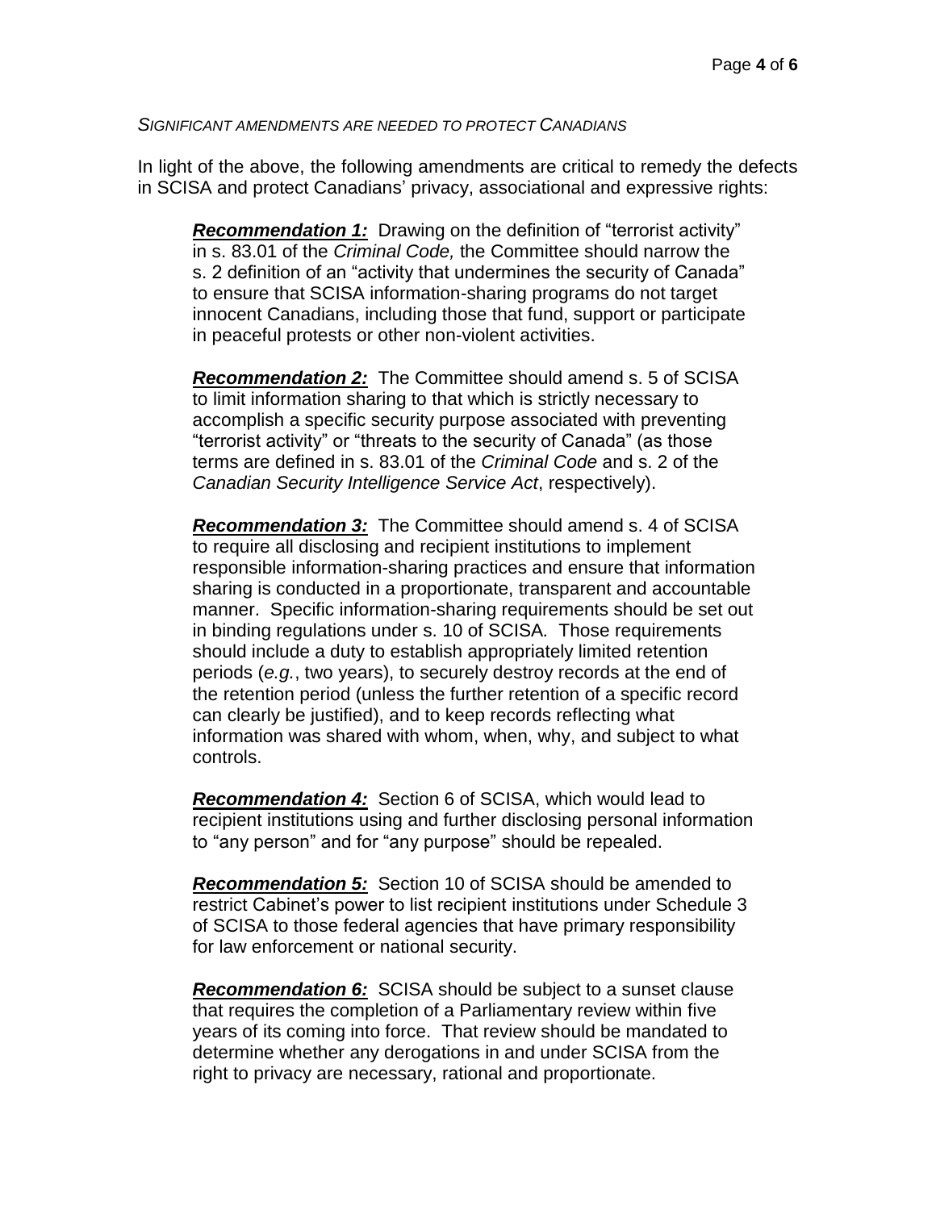*SIGNIFICANT AMENDMENTS ARE NEEDED TO PROTECT CANADIANS*

In light of the above, the following amendments are critical to remedy the defects in SCISA and protect Canadians' privacy, associational and expressive rights:

> ***Recommendation 1:*** Drawing on the definition of "terrorist activity" in s. 83.01 of the *Criminal Code,* the Committee should narrow the s. 2 definition of an "activity that undermines the security of Canada" to ensure that SCISA information-sharing programs do not target innocent Canadians, including those that fund, support or participate in peaceful protests or other non-violent activities.
>
> ***Recommendation 2:*** The Committee should amend s. 5 of SCISA to limit information sharing to that which is strictly necessary to accomplish a specific security purpose associated with preventing "terrorist activity" or "threats to the security of Canada" (as those terms are defined in s. 83.01 of the *Criminal Code* and s. 2 of the *Canadian Security Intelligence Service Act*, respectively).
>
> ***Recommendation 3:*** The Committee should amend s. 4 of SCISA to require all disclosing and recipient institutions to implement responsible information-sharing practices and ensure that information sharing is conducted in a proportionate, transparent and accountable manner. Specific information-sharing requirements should be set out in binding regulations under s. 10 of SCISA. Those requirements should include a duty to establish appropriately limited retention periods (*e.g.*, two years), to securely destroy records at the end of the retention period (unless the further retention of a specific record can clearly be justified), and to keep records reflecting what information was shared with whom, when, why, and subject to what controls.
>
> ***Recommendation 4:*** Section 6 of SCISA, which would lead to recipient institutions using and further disclosing personal information to "any person" and for "any purpose" should be repealed.
>
> ***Recommendation 5:*** Section 10 of SCISA should be amended to restrict Cabinet's power to list recipient institutions under Schedule 3 of SCISA to those federal agencies that have primary responsibility for law enforcement or national security.
>
> ***Recommendation 6:*** SCISA should be subject to a sunset clause that requires the completion of a Parliamentary review within five years of its coming into force. That review should be mandated to determine whether any derogations in and under SCISA from the right to privacy are necessary, rational and proportionate.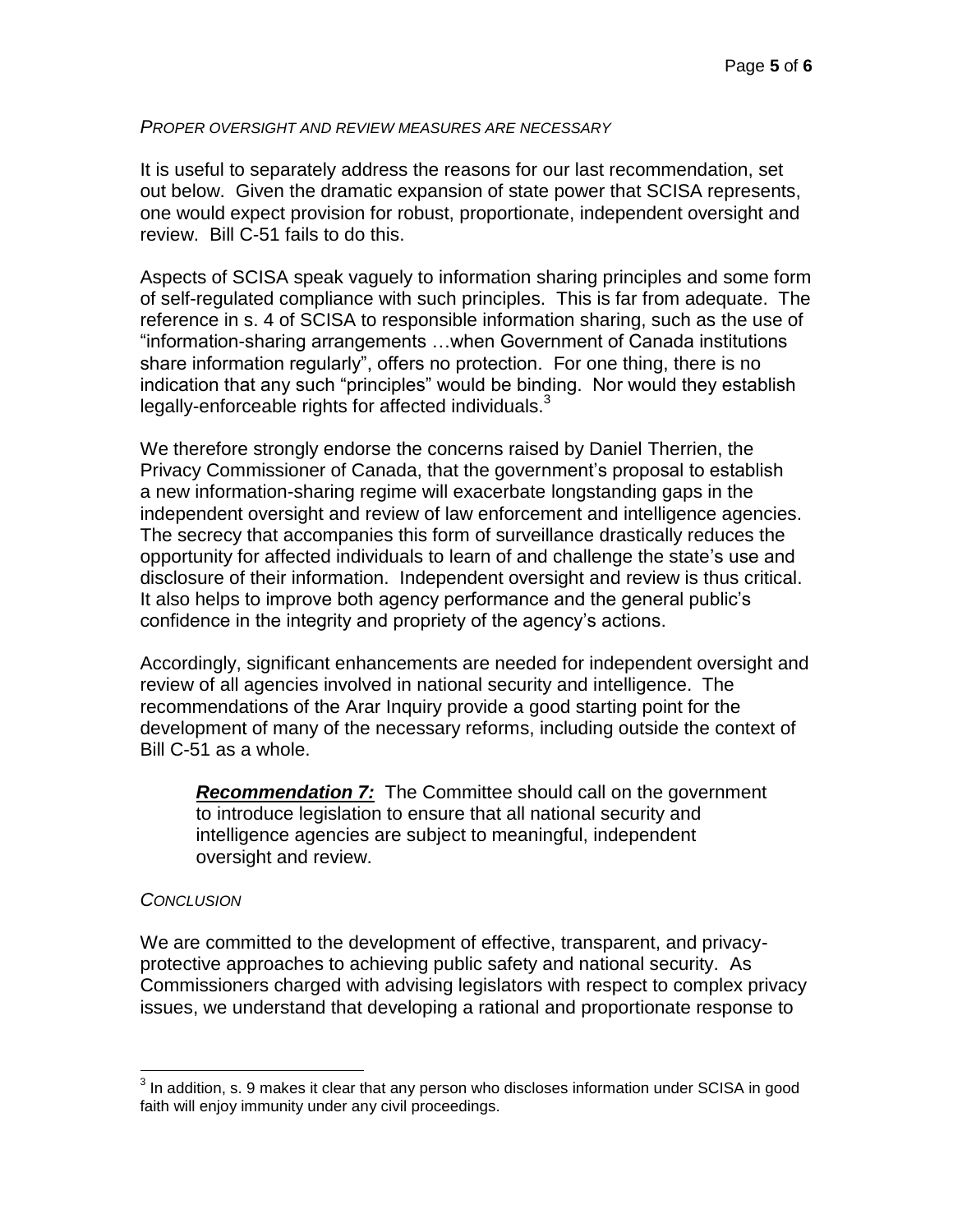*PROPER OVERSIGHT AND REVIEW MEASURES ARE NECESSARY*

It is useful to separately address the reasons for our last recommendation, set out below. Given the dramatic expansion of state power that SCISA represents, one would expect provision for robust, proportionate, independent oversight and review. Bill C-51 fails to do this.

Aspects of SCISA speak vaguely to information sharing principles and some form of self-regulated compliance with such principles. This is far from adequate. The reference in s. 4 of SCISA to responsible information sharing, such as the use of "information-sharing arrangements …when Government of Canada institutions share information regularly", offers no protection. For one thing, there is no indication that any such "principles" would be binding. Nor would they establish legally-enforceable rights for affected individuals.[3]

We therefore strongly endorse the concerns raised by Daniel Therrien, the Privacy Commissioner of Canada, that the government's proposal to establish a new information-sharing regime will exacerbate longstanding gaps in the independent oversight and review of law enforcement and intelligence agencies. The secrecy that accompanies this form of surveillance drastically reduces the opportunity for affected individuals to learn of and challenge the state's use and disclosure of their information. Independent oversight and review is thus critical. It also helps to improve both agency performance and the general public's confidence in the integrity and propriety of the agency's actions.

Accordingly, significant enhancements are needed for independent oversight and review of all agencies involved in national security and intelligence. The recommendations of the Arar Inquiry provide a good starting point for the development of many of the necessary reforms, including outside the context of Bill C-51 as a whole.

> ***Recommendation 7:*** The Committee should call on the government to introduce legislation to ensure that all national security and intelligence agencies are subject to meaningful, independent oversight and review.

*CONCLUSION*

We are committed to the development of effective, transparent, and privacy-protective approaches to achieving public safety and national security. As Commissioners charged with advising legislators with respect to complex privacy issues, we understand that developing a rational and proportionate response to

---

[3] In addition, s. 9 makes it clear that any person who discloses information under SCISA in good faith will enjoy immunity under any civil proceedings.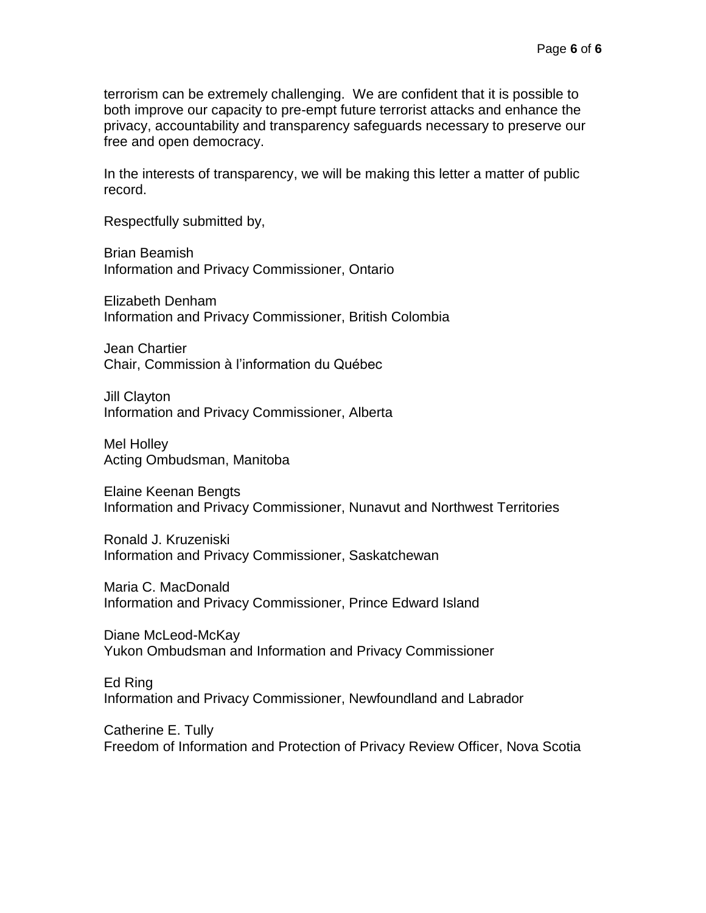terrorism can be extremely challenging. We are confident that it is possible to both improve our capacity to pre-empt future terrorist attacks and enhance the privacy, accountability and transparency safeguards necessary to preserve our free and open democracy.

In the interests of transparency, we will be making this letter a matter of public record.

Respectfully submitted by,

Brian Beamish
Information and Privacy Commissioner, Ontario

Elizabeth Denham
Information and Privacy Commissioner, British Colombia

Jean Chartier
Chair, Commission à l'information du Québec

Jill Clayton
Information and Privacy Commissioner, Alberta

Mel Holley
Acting Ombudsman, Manitoba

Elaine Keenan Bengts
Information and Privacy Commissioner, Nunavut and Northwest Territories

Ronald J. Kruzeniski
Information and Privacy Commissioner, Saskatchewan

Maria C. MacDonald
Information and Privacy Commissioner, Prince Edward Island

Diane McLeod-McKay
Yukon Ombudsman and Information and Privacy Commissioner

Ed Ring
Information and Privacy Commissioner, Newfoundland and Labrador

Catherine E. Tully
Freedom of Information and Protection of Privacy Review Officer, Nova Scotia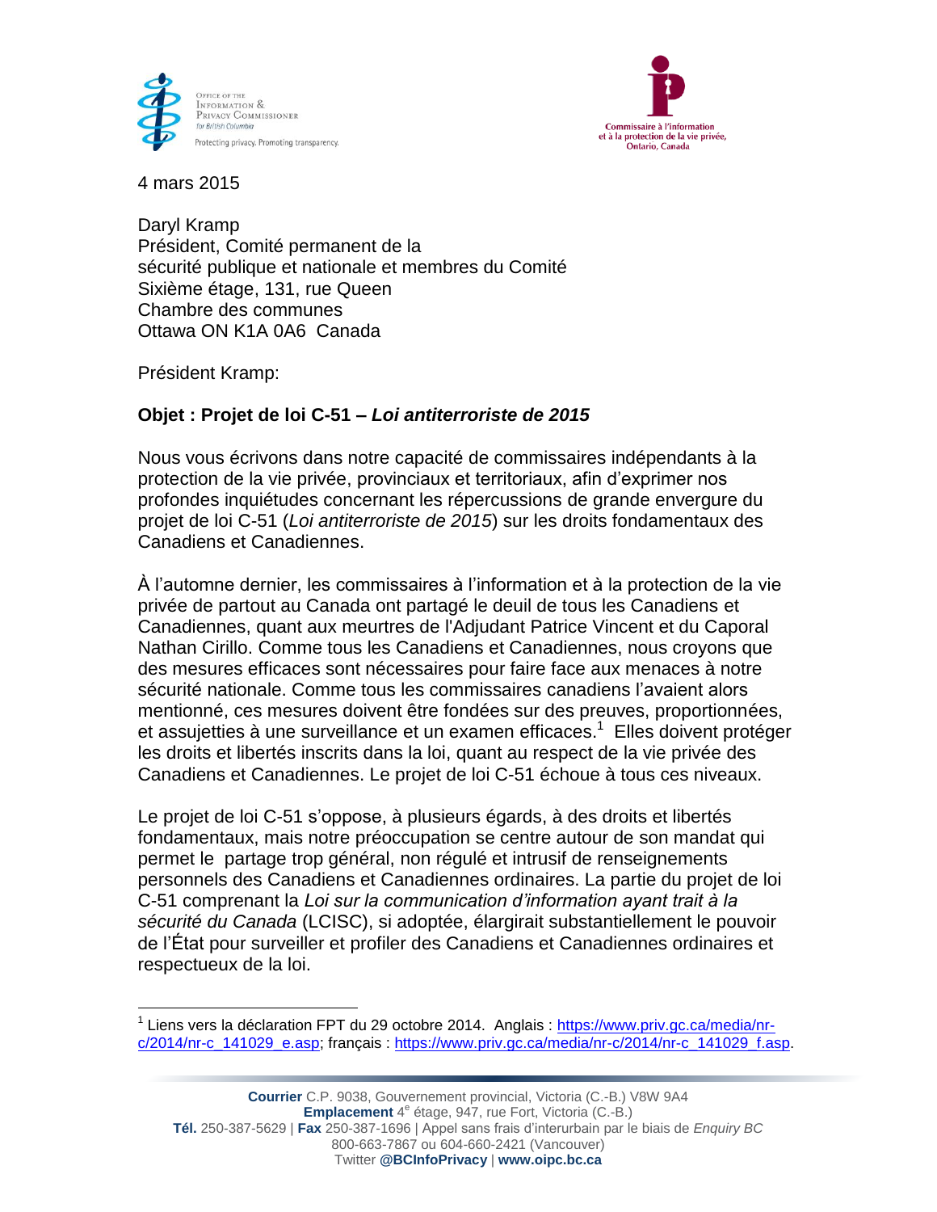Office of the Information & Privacy Commissioner for British Columbia
Protecting privacy. Promoting transparency.

Commissaire à l'information et à la protection de la vie privée, Ontario, Canada

4 mars 2015

Daryl Kramp
Président, Comité permanent de la
sécurité publique et nationale et membres du Comité
Sixième étage, 131, rue Queen
Chambre des communes
Ottawa ON K1A 0A6 Canada

Président Kramp:

**Objet : Projet de loi C-51 –** ***Loi antiterroriste de 2015***

Nous vous écrivons dans notre capacité de commissaires indépendants à la protection de la vie privée, provinciaux et territoriaux, afin d'exprimer nos profondes inquiétudes concernant les répercussions de grande envergure du projet de loi C-51 (*Loi antiterroriste de 2015*) sur les droits fondamentaux des Canadiens et Canadiennes.

À l'automne dernier, les commissaires à l'information et à la protection de la vie privée de partout au Canada ont partagé le deuil de tous les Canadiens et Canadiennes, quant aux meurtres de l'Adjudant Patrice Vincent et du Caporal Nathan Cirillo. Comme tous les Canadiens et Canadiennes, nous croyons que des mesures efficaces sont nécessaires pour faire face aux menaces à notre sécurité nationale. Comme tous les commissaires canadiens l'avaient alors mentionné, ces mesures doivent être fondées sur des preuves, proportionnées, et assujetties à une surveillance et un examen efficaces.[1] Elles doivent protéger les droits et libertés inscrits dans la loi, quant au respect de la vie privée des Canadiens et Canadiennes. Le projet de loi C-51 échoue à tous ces niveaux.

Le projet de loi C-51 s'oppose, à plusieurs égards, à des droits et libertés fondamentaux, mais notre préoccupation se centre autour de son mandat qui permet le partage trop général, non régulé et intrusif de renseignements personnels des Canadiens et Canadiennes ordinaires. La partie du projet de loi C-51 comprenant la *Loi sur la communication d'information ayant trait à la sécurité du Canada* (LCISC), si adoptée, élargirait substantiellement le pouvoir de l'État pour surveiller et profiler des Canadiens et Canadiennes ordinaires et respectueux de la loi.

[1] Liens vers la déclaration FPT du 29 octobre 2014. Anglais : https://www.priv.gc.ca/media/nr-c/2014/nr-c_141029_e.asp; français : https://www.priv.gc.ca/media/nr-c/2014/nr-c_141029_f.asp.

**Courrier** C.P. 9038, Gouvernement provincial, Victoria (C.-B.) V8W 9A4
**Emplacement** 4e étage, 947, rue Fort, Victoria (C.-B.)
**Tél.** 250-387-5629 | **Fax** 250-387-1696 | Appel sans frais d'interurbain par le biais de *Enquiry BC* 800-663-7867 ou 604-660-2421 (Vancouver)
Twitter **@BCInfoPrivacy** | **www.oipc.bc.ca**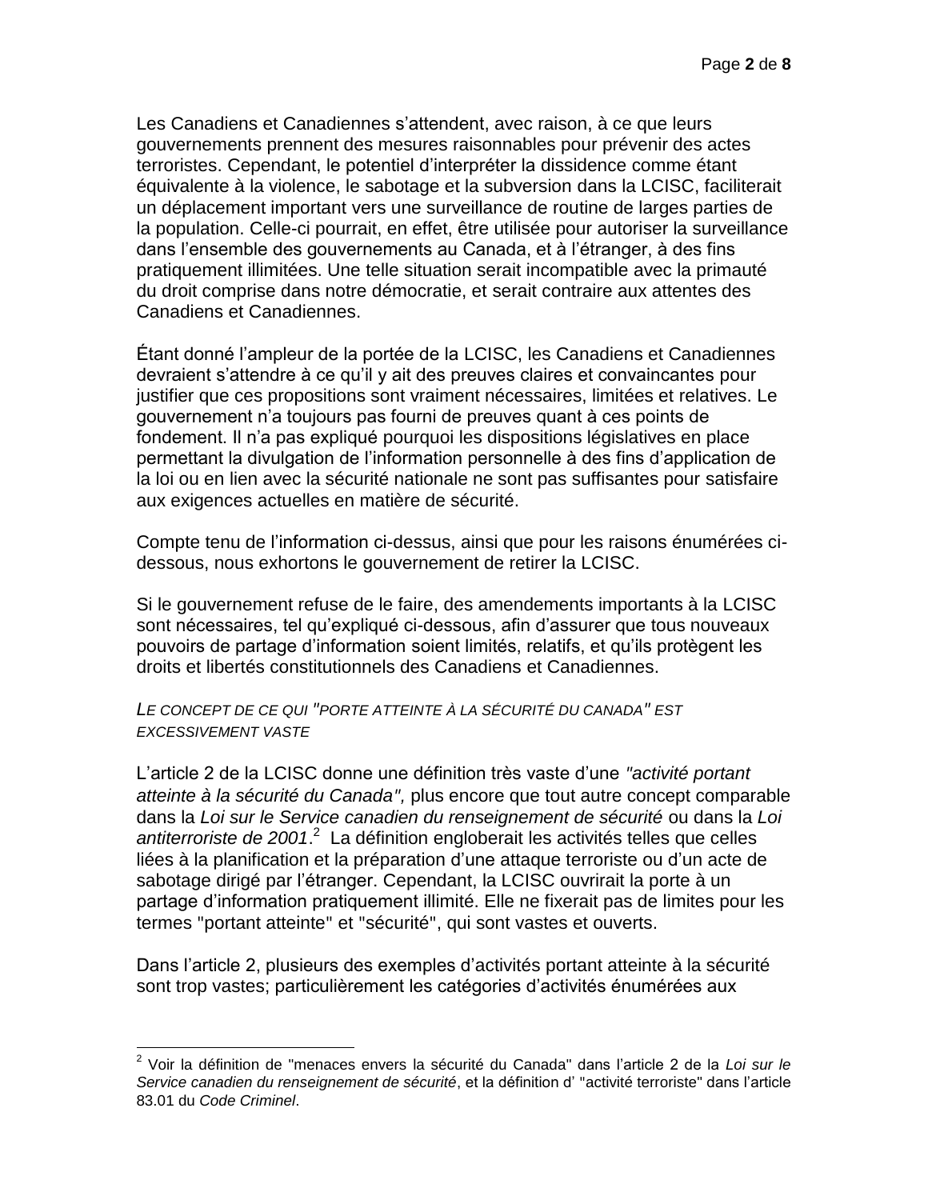Les Canadiens et Canadiennes s'attendent, avec raison, à ce que leurs gouvernements prennent des mesures raisonnables pour prévenir des actes terroristes. Cependant, le potentiel d'interpréter la dissidence comme étant équivalente à la violence, le sabotage et la subversion dans la LCISC, faciliterait un déplacement important vers une surveillance de routine de larges parties de la population. Celle-ci pourrait, en effet, être utilisée pour autoriser la surveillance dans l'ensemble des gouvernements au Canada, et à l'étranger, à des fins pratiquement illimitées. Une telle situation serait incompatible avec la primauté du droit comprise dans notre démocratie, et serait contraire aux attentes des Canadiens et Canadiennes.

Étant donné l'ampleur de la portée de la LCISC, les Canadiens et Canadiennes devraient s'attendre à ce qu'il y ait des preuves claires et convaincantes pour justifier que ces propositions sont vraiment nécessaires, limitées et relatives. Le gouvernement n'a toujours pas fourni de preuves quant à ces points de fondement. Il n'a pas expliqué pourquoi les dispositions législatives en place permettant la divulgation de l'information personnelle à des fins d'application de la loi ou en lien avec la sécurité nationale ne sont pas suffisantes pour satisfaire aux exigences actuelles en matière de sécurité.

Compte tenu de l'information ci-dessus, ainsi que pour les raisons énumérées ci-dessous, nous exhortons le gouvernement de retirer la LCISC.

Si le gouvernement refuse de le faire, des amendements importants à la LCISC sont nécessaires, tel qu'expliqué ci-dessous, afin d'assurer que tous nouveaux pouvoirs de partage d'information soient limités, relatifs, et qu'ils protègent les droits et libertés constitutionnels des Canadiens et Canadiennes.

*LE CONCEPT DE CE QUI "PORTE ATTEINTE À LA SÉCURITÉ DU CANADA" EST EXCESSIVEMENT VASTE*

L'article 2 de la LCISC donne une définition très vaste d'une *"activité portant atteinte à la sécurité du Canada",* plus encore que tout autre concept comparable dans la *Loi sur le Service canadien du renseignement de sécurité* ou dans la *Loi antiterroriste de 2001*.[2] La définition engloberait les activités telles que celles liées à la planification et la préparation d'une attaque terroriste ou d'un acte de sabotage dirigé par l'étranger. Cependant, la LCISC ouvrirait la porte à un partage d'information pratiquement illimité. Elle ne fixerait pas de limites pour les termes "portant atteinte" et "sécurité", qui sont vastes et ouverts.

Dans l'article 2, plusieurs des exemples d'activités portant atteinte à la sécurité sont trop vastes; particulièrement les catégories d'activités énumérées aux

---

[2] Voir la définition de "menaces envers la sécurité du Canada" dans l'article 2 de la *Loi sur le Service canadien du renseignement de sécurité*, et la définition d' "activité terroriste" dans l'article 83.01 du *Code Criminel*.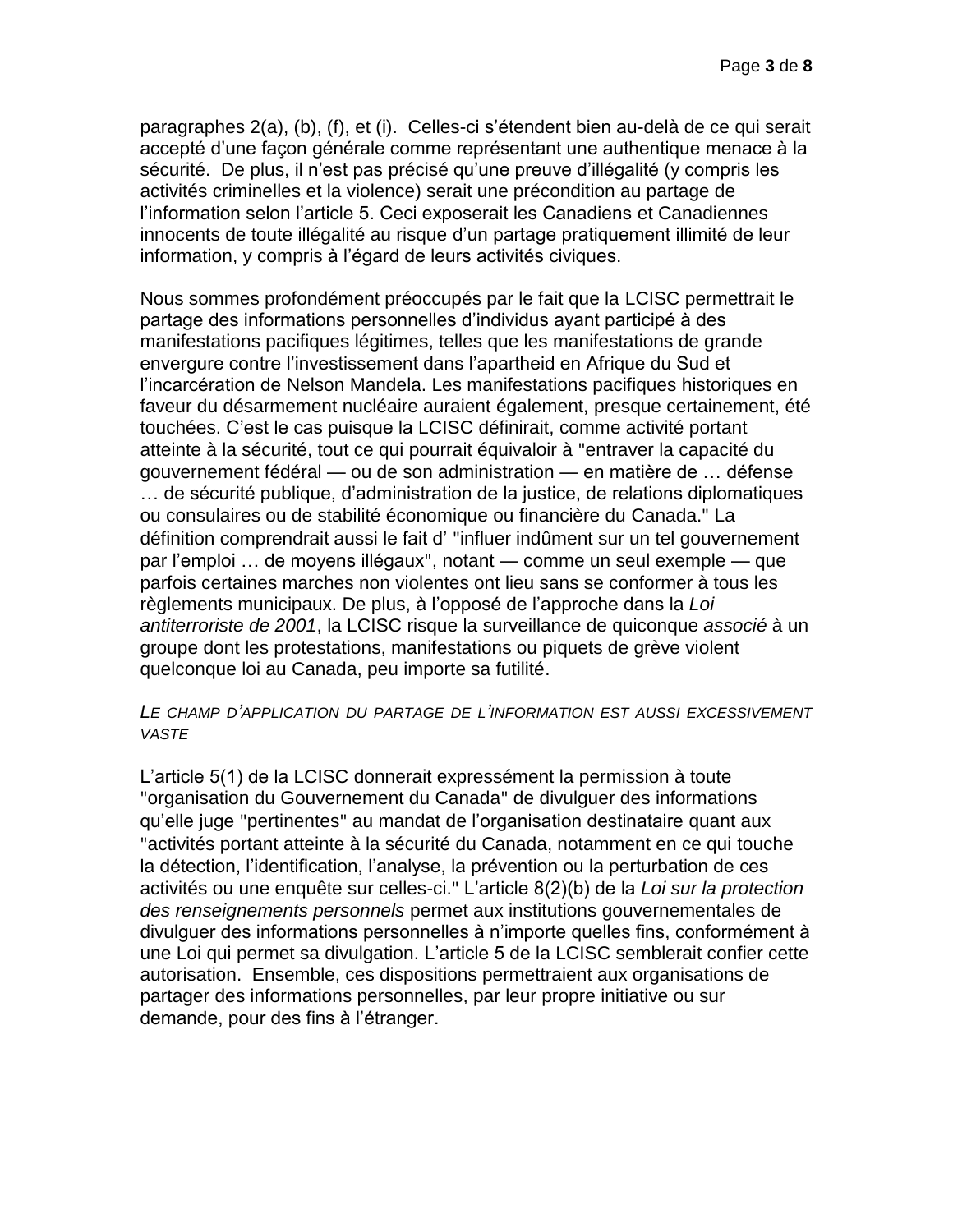paragraphes 2(a), (b), (f), et (i). Celles-ci s'étendent bien au-delà de ce qui serait accepté d'une façon générale comme représentant une authentique menace à la sécurité. De plus, il n'est pas précisé qu'une preuve d'illégalité (y compris les activités criminelles et la violence) serait une précondition au partage de l'information selon l'article 5. Ceci exposerait les Canadiens et Canadiennes innocents de toute illégalité au risque d'un partage pratiquement illimité de leur information, y compris à l'égard de leurs activités civiques.

Nous sommes profondément préoccupés par le fait que la LCISC permettrait le partage des informations personnelles d'individus ayant participé à des manifestations pacifiques légitimes, telles que les manifestations de grande envergure contre l'investissement dans l'apartheid en Afrique du Sud et l'incarcération de Nelson Mandela. Les manifestations pacifiques historiques en faveur du désarmement nucléaire auraient également, presque certainement, été touchées. C'est le cas puisque la LCISC définirait, comme activité portant atteinte à la sécurité, tout ce qui pourrait équivaloir à "entraver la capacité du gouvernement fédéral — ou de son administration — en matière de … défense … de sécurité publique, d'administration de la justice, de relations diplomatiques ou consulaires ou de stabilité économique ou financière du Canada." La définition comprendrait aussi le fait d' "influer indûment sur un tel gouvernement par l'emploi … de moyens illégaux", notant — comme un seul exemple — que parfois certaines marches non violentes ont lieu sans se conformer à tous les règlements municipaux. De plus, à l'opposé de l'approche dans la *Loi antiterroriste de 2001*, la LCISC risque la surveillance de quiconque *associé* à un groupe dont les protestations, manifestations ou piquets de grève violent quelconque loi au Canada, peu importe sa futilité.

### *Le champ d'application du partage de l'information est aussi excessivement vaste*

L'article 5(1) de la LCISC donnerait expressément la permission à toute "organisation du Gouvernement du Canada" de divulguer des informations qu'elle juge "pertinentes" au mandat de l'organisation destinataire quant aux "activités portant atteinte à la sécurité du Canada, notamment en ce qui touche la détection, l'identification, l'analyse, la prévention ou la perturbation de ces activités ou une enquête sur celles-ci." L'article 8(2)(b) de la *Loi sur la protection des renseignements personnels* permet aux institutions gouvernementales de divulguer des informations personnelles à n'importe quelles fins, conformément à une Loi qui permet sa divulgation. L'article 5 de la LCISC semblerait confier cette autorisation. Ensemble, ces dispositions permettraient aux organisations de partager des informations personnelles, par leur propre initiative ou sur demande, pour des fins à l'étranger.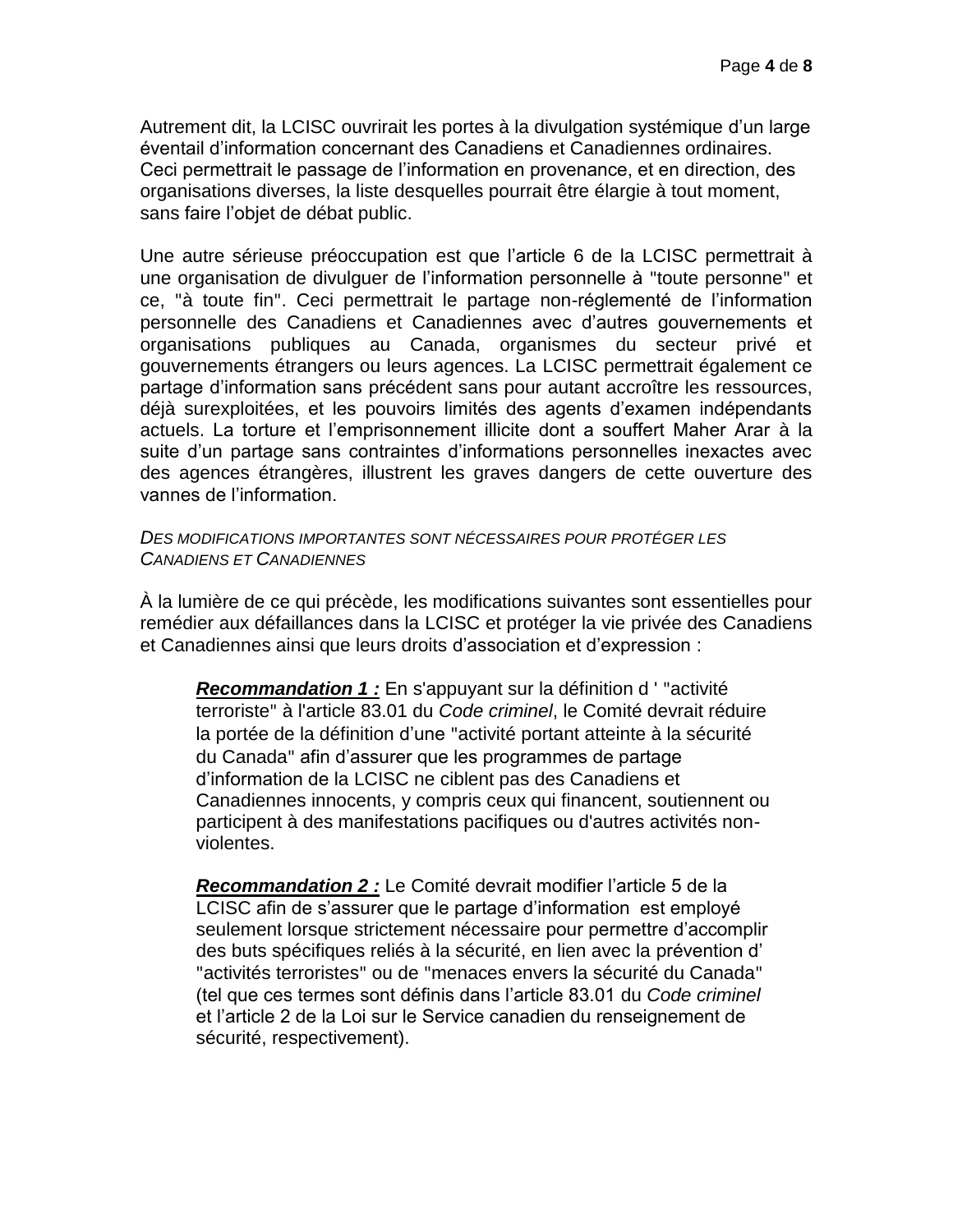Autrement dit, la LCISC ouvrirait les portes à la divulgation systémique d'un large éventail d'information concernant des Canadiens et Canadiennes ordinaires. Ceci permettrait le passage de l'information en provenance, et en direction, des organisations diverses, la liste desquelles pourrait être élargie à tout moment, sans faire l'objet de débat public.

Une autre sérieuse préoccupation est que l'article 6 de la LCISC permettrait à une organisation de divulguer de l'information personnelle à "toute personne" et ce, "à toute fin". Ceci permettrait le partage non-réglementé de l'information personnelle des Canadiens et Canadiennes avec d'autres gouvernements et organisations publiques au Canada, organismes du secteur privé et gouvernements étrangers ou leurs agences. La LCISC permettrait également ce partage d'information sans précédent sans pour autant accroître les ressources, déjà surexploitées, et les pouvoirs limités des agents d'examen indépendants actuels. La torture et l'emprisonnement illicite dont a souffert Maher Arar à la suite d'un partage sans contraintes d'informations personnelles inexactes avec des agences étrangères, illustrent les graves dangers de cette ouverture des vannes de l'information.

### *DES MODIFICATIONS IMPORTANTES SONT NÉCESSAIRES POUR PROTÉGER LES CANADIENS ET CANADIENNES*

À la lumière de ce qui précède, les modifications suivantes sont essentielles pour remédier aux défaillances dans la LCISC et protéger la vie privée des Canadiens et Canadiennes ainsi que leurs droits d'association et d'expression :

> ***Recommandation 1 :*** En s'appuyant sur la définition d ' "activité terroriste" à l'article 83.01 du *Code criminel*, le Comité devrait réduire la portée de la définition d'une "activité portant atteinte à la sécurité du Canada" afin d'assurer que les programmes de partage d'information de la LCISC ne ciblent pas des Canadiens et Canadiennes innocents, y compris ceux qui financent, soutiennent ou participent à des manifestations pacifiques ou d'autres activités non-violentes.
>
> ***Recommandation 2 :*** Le Comité devrait modifier l'article 5 de la LCISC afin de s'assurer que le partage d'information est employé seulement lorsque strictement nécessaire pour permettre d'accomplir des buts spécifiques reliés à la sécurité, en lien avec la prévention d' "activités terroristes" ou de "menaces envers la sécurité du Canada" (tel que ces termes sont définis dans l'article 83.01 du *Code criminel* et l'article 2 de la Loi sur le Service canadien du renseignement de sécurité, respectivement).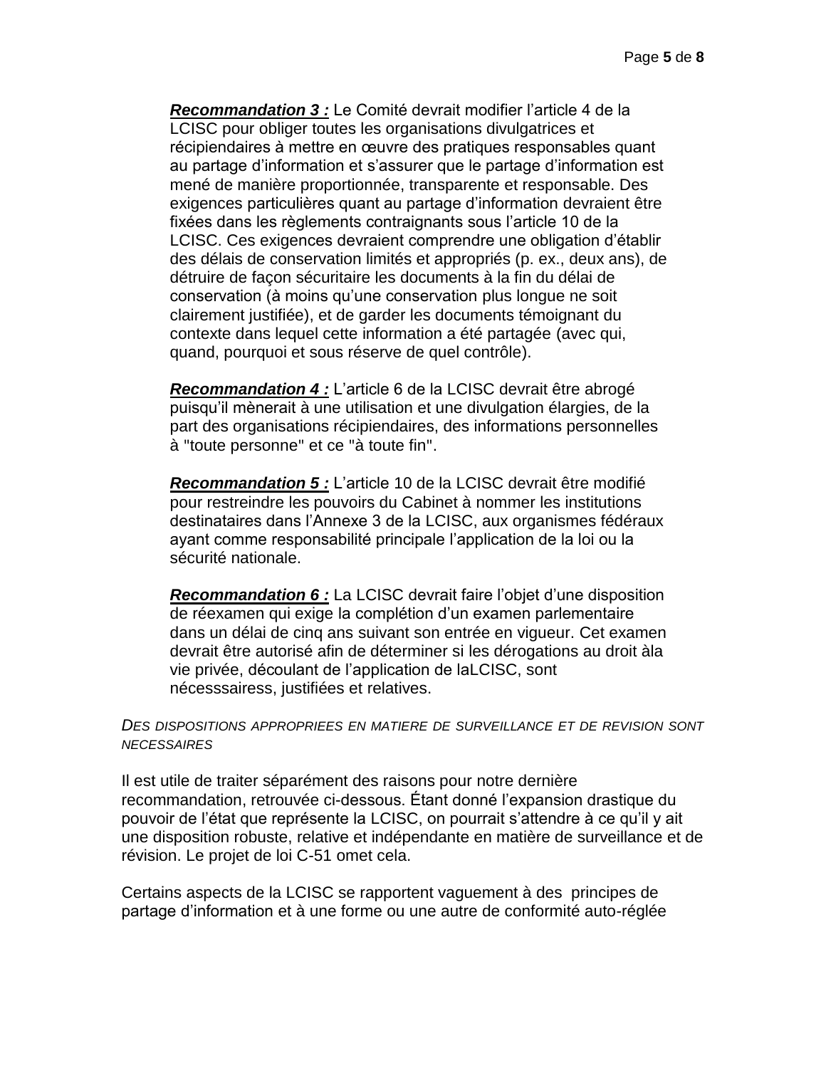***Recommandation 3 :*** Le Comité devrait modifier l'article 4 de la LCISC pour obliger toutes les organisations divulgatrices et récipiendaires à mettre en œuvre des pratiques responsables quant au partage d'information et s'assurer que le partage d'information est mené de manière proportionnée, transparente et responsable. Des exigences particulières quant au partage d'information devraient être fixées dans les règlements contraignants sous l'article 10 de la LCISC. Ces exigences devraient comprendre une obligation d'établir des délais de conservation limités et appropriés (p. ex., deux ans), de détruire de façon sécuritaire les documents à la fin du délai de conservation (à moins qu'une conservation plus longue ne soit clairement justifiée), et de garder les documents témoignant du contexte dans lequel cette information a été partagée (avec qui, quand, pourquoi et sous réserve de quel contrôle).

***Recommandation 4 :*** L'article 6 de la LCISC devrait être abrogé puisqu'il mènerait à une utilisation et une divulgation élargies, de la part des organisations récipiendaires, des informations personnelles à "toute personne" et ce "à toute fin".

***Recommandation 5 :*** L'article 10 de la LCISC devrait être modifié pour restreindre les pouvoirs du Cabinet à nommer les institutions destinataires dans l'Annexe 3 de la LCISC, aux organismes fédéraux ayant comme responsabilité principale l'application de la loi ou la sécurité nationale.

***Recommandation 6 :*** La LCISC devrait faire l'objet d'une disposition de réexamen qui exige la complétion d'un examen parlementaire dans un délai de cinq ans suivant son entrée en vigueur. Cet examen devrait être autorisé afin de déterminer si les dérogations au droit àla vie privée, découlant de l'application de laLCISC, sont nécesssairess, justifiées et relatives.

*DES DISPOSITIONS APPROPRIEES EN MATIERE DE SURVEILLANCE ET DE REVISION SONT NECESSAIRES*

Il est utile de traiter séparément des raisons pour notre dernière recommandation, retrouvée ci-dessous. Étant donné l'expansion drastique du pouvoir de l'état que représente la LCISC, on pourrait s'attendre à ce qu'il y ait une disposition robuste, relative et indépendante en matière de surveillance et de révision. Le projet de loi C-51 omet cela.

Certains aspects de la LCISC se rapportent vaguement à des principes de partage d'information et à une forme ou une autre de conformité auto-réglée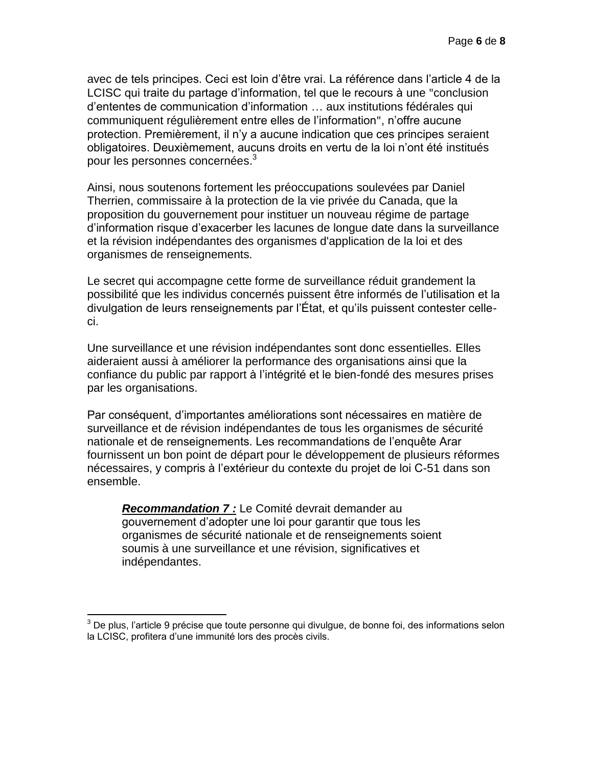avec de tels principes. Ceci est loin d'être vrai. La référence dans l'article 4 de la LCISC qui traite du partage d'information, tel que le recours à une "conclusion d'ententes de communication d'information … aux institutions fédérales qui communiquent régulièrement entre elles de l'information", n'offre aucune protection. Premièrement, il n'y a aucune indication que ces principes seraient obligatoires. Deuxièmement, aucuns droits en vertu de la loi n'ont été institués pour les personnes concernées.[3]

Ainsi, nous soutenons fortement les préoccupations soulevées par Daniel Therrien, commissaire à la protection de la vie privée du Canada, que la proposition du gouvernement pour instituer un nouveau régime de partage d'information risque d'exacerber les lacunes de longue date dans la surveillance et la révision indépendantes des organismes d'application de la loi et des organismes de renseignements.

Le secret qui accompagne cette forme de surveillance réduit grandement la possibilité que les individus concernés puissent être informés de l'utilisation et la divulgation de leurs renseignements par l'État, et qu'ils puissent contester celle-ci.

Une surveillance et une révision indépendantes sont donc essentielles. Elles aideraient aussi à améliorer la performance des organisations ainsi que la confiance du public par rapport à l'intégrité et le bien-fondé des mesures prises par les organisations.

Par conséquent, d'importantes améliorations sont nécessaires en matière de surveillance et de révision indépendantes de tous les organismes de sécurité nationale et de renseignements. Les recommandations de l'enquête Arar fournissent un bon point de départ pour le développement de plusieurs réformes nécessaires, y compris à l'extérieur du contexte du projet de loi C-51 dans son ensemble.

> ***Recommandation 7 :*** Le Comité devrait demander au gouvernement d'adopter une loi pour garantir que tous les organismes de sécurité nationale et de renseignements soient soumis à une surveillance et une révision, significatives et indépendantes.

---

[3] De plus, l'article 9 précise que toute personne qui divulgue, de bonne foi, des informations selon la LCISC, profitera d'une immunité lors des procès civils.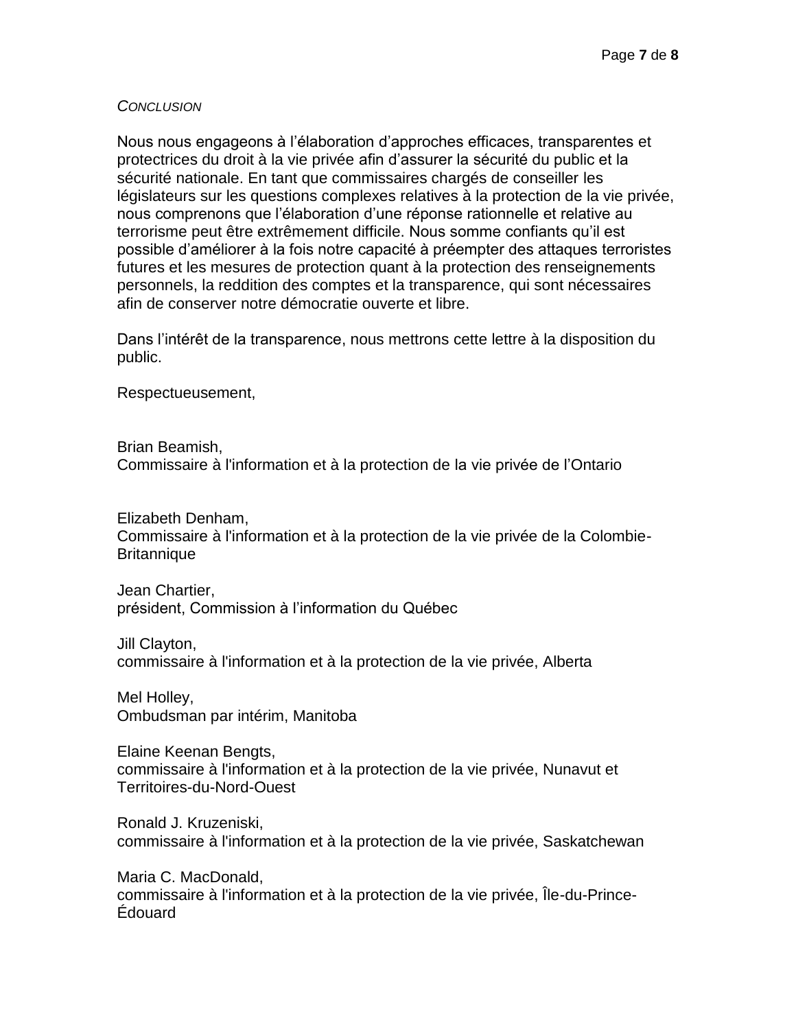*CONCLUSION*

Nous nous engageons à l'élaboration d'approches efficaces, transparentes et protectrices du droit à la vie privée afin d'assurer la sécurité du public et la sécurité nationale. En tant que commissaires chargés de conseiller les législateurs sur les questions complexes relatives à la protection de la vie privée, nous comprenons que l'élaboration d'une réponse rationnelle et relative au terrorisme peut être extrêmement difficile. Nous somme confiants qu'il est possible d'améliorer à la fois notre capacité à préempter des attaques terroristes futures et les mesures de protection quant à la protection des renseignements personnels, la reddition des comptes et la transparence, qui sont nécessaires afin de conserver notre démocratie ouverte et libre.

Dans l'intérêt de la transparence, nous mettrons cette lettre à la disposition du public.

Respectueusement,

Brian Beamish,
Commissaire à l'information et à la protection de la vie privée de l'Ontario

Elizabeth Denham,
Commissaire à l'information et à la protection de la vie privée de la Colombie-Britannique

Jean Chartier,
président, Commission à l'information du Québec

Jill Clayton,
commissaire à l'information et à la protection de la vie privée, Alberta

Mel Holley,
Ombudsman par intérim, Manitoba

Elaine Keenan Bengts,
commissaire à l'information et à la protection de la vie privée, Nunavut et Territoires-du-Nord-Ouest

Ronald J. Kruzeniski,
commissaire à l'information et à la protection de la vie privée, Saskatchewan

Maria C. MacDonald,
commissaire à l'information et à la protection de la vie privée, Île-du-Prince-Édouard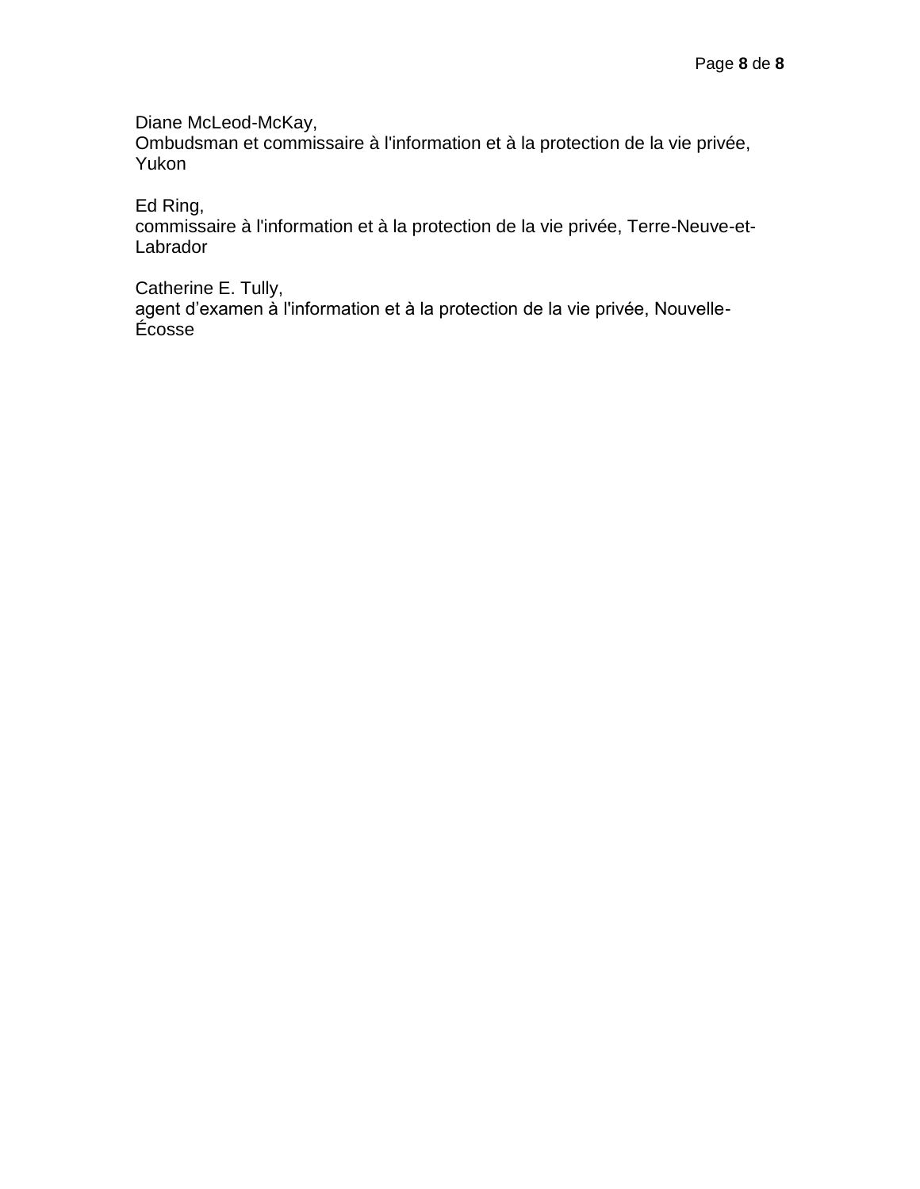Diane McLeod-McKay,
Ombudsman et commissaire à l'information et à la protection de la vie privée, Yukon

Ed Ring,
commissaire à l'information et à la protection de la vie privée, Terre-Neuve-et-Labrador

Catherine E. Tully,
agent d’examen à l'information et à la protection de la vie privée, Nouvelle-Écosse